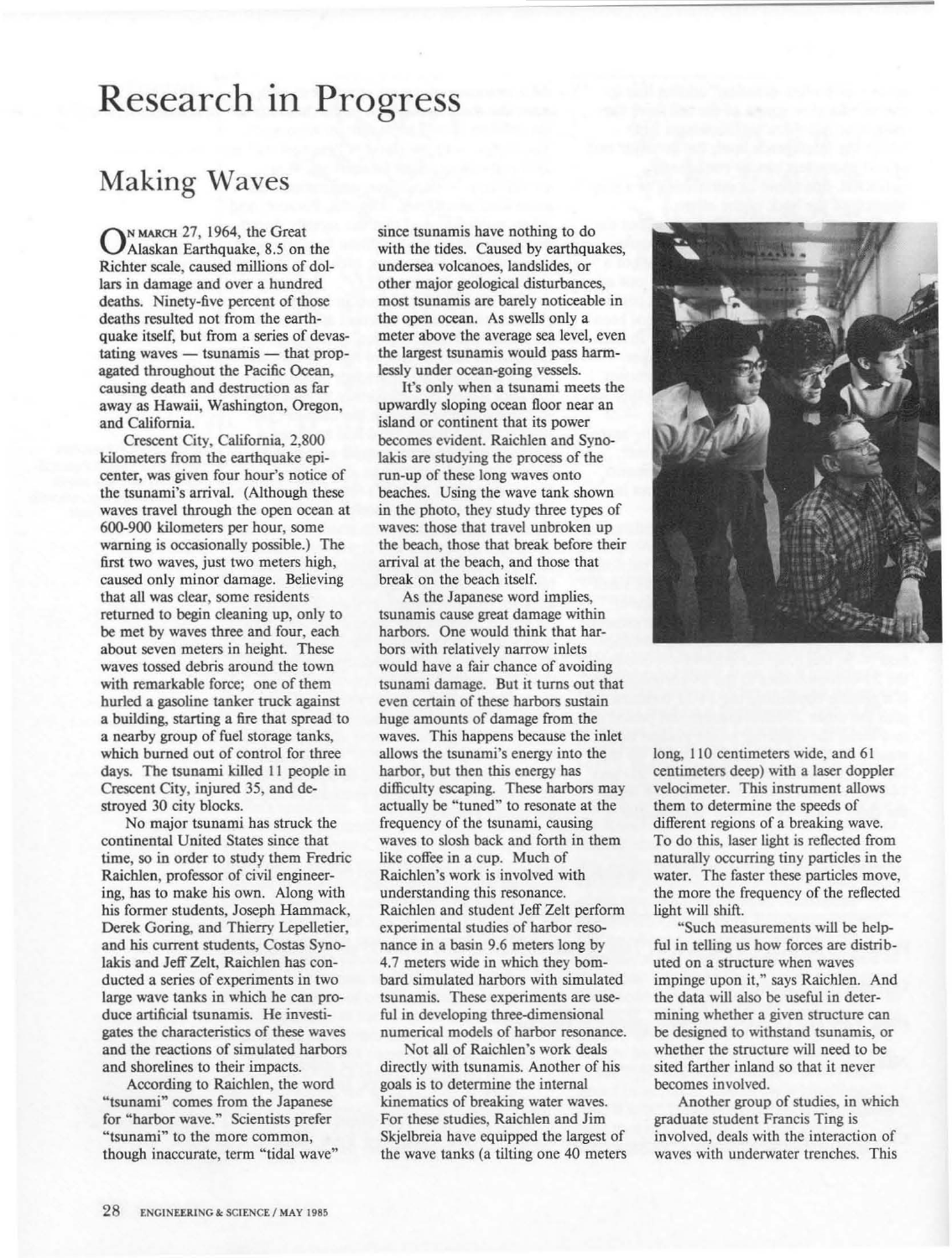# Research in Progress

## Making Waves

On March 27, 1964, the Great Alaskan Earthquake, 8.5 on the Richter scale, caused millions of dollars in damage and over a hundred deaths. Ninety-five percent of those deaths resulted not from the earthquake itself, but from a series of devastating waves — tsunamis — that propagated throughout the Pacific Ocean, causing death and destruction as far away as Hawaii, Washington, Oregon, and California.

Crescent City, California, 2,800 kilometers from the earthquake epicenter, was given four hour's notice of the tsunami's arrival. (Although these waves travel through the open ocean at 600-900 kilometers per hour, some warning is occasionally possible.) The first two waves, just two meters high, caused only minor damage. Believing that all was clear, some residents returned to begin cleaning up, only to be met by waves three and four, each about seven meters in height. These waves tossed debris around the town with remarkable force; one of them hurled a gasoline tanker truck against a building, starting a fire that spread to a nearby group of fuel storage tanks, which burned out of control for three days. The tsunami killed 11 people in Crescent City, injured 35, and destroyed 30 city blocks.

No major tsunami has struck the continental United States since that time, so in order to study them Fredric Raichlen, professor of civil engineering, has to make his own. Along with his former students, Joseph Hammack, Derek Goring, and Thierry Lepelletier, and his current students, Costas Synolakis and Jeff Zelt, Raichlen has conducted a series of experiments in two large wave tanks in which he can produce artificial tsunamis. He investigates the characteristics of these waves and the reactions of simulated harbors and shorelines to their impacts.

According to Raichlen, the word "tsunami" comes from the Japanese for "harbor wave." Scientists prefer "tsunami" to the more common, though inaccurate, term "tidal wave" since tsunamis have nothing to do with the tides. Caused by earthquakes, undersea volcanoes, landslides, or other major geological disturbances, most tsunamis are barely noticeable in the open ocean. As swells only a meter above the average sea level, even the largest tsunamis would pass harmlessly under ocean-going vessels.

It's only when a tsunami meets the upwardly sloping ocean floor near an island or continent that its power becomes evident. Raichlen and Synolakis are studying the process of the run-up of these long waves onto beaches. Using the wave tank shown in the photo, they study three types of waves: those that travel unbroken up the beach, those that break before their arrival at the beach, and those that break on the beach itself.

As the Japanese word implies, tsunamis cause great damage within harbors. One would think that harbors with relatively narrow inlets would have a fair chance of avoiding tsunami damage. But it turns out that even certain of these harbors sustain huge amounts of damage from the waves. This happens because the inlet allows the tsunami's energy into the harbor, but then this energy has difficulty escaping. These harbors may actually be "tuned" to resonate at the frequency of the tsunami, causing waves to slosh back and forth in them like coffee in a cup. Much of Raichlen's work is involved with understanding this resonance. Raichlen and student Jeff Zelt perform experimental studies of harbor resonance in a basin 9.6 meters long by 4.7 meters wide in which they bombard simulated harbors with simulated tsunamis. These experiments are useful in developing three-dimensional numerical models of harbor resonance.

Not all of Raichlen's work deals directly with tsunamis. Another of his goals is to determine the internal kinematics of breaking water waves. For these studies, Raichlen and Jim Skjelbreia have equipped the largest of the wave tanks (a tilting one 40 meters long, 110 centimeters wide, and 61 centimeters deep) with a laser doppler velocimeter. This instrument allows them to determine the speeds of different regions of a breaking wave. To do this, laser light is reflected from naturally occurring tiny particles in the water. The faster these particles move, the more the frequency of the reflected light will shift.

"Such measurements will be helpful in telling us how forces are distributed on a structure when waves impinge upon it," says Raichlen. And the data will also be useful in determining whether a given structure can be designed to withstand tsunamis, or whether the structure will need to be sited farther inland so that it never becomes involved.

Another group of studies, in which graduate student Francis Ting is involved, deals with the interaction of waves with underwater trenches. This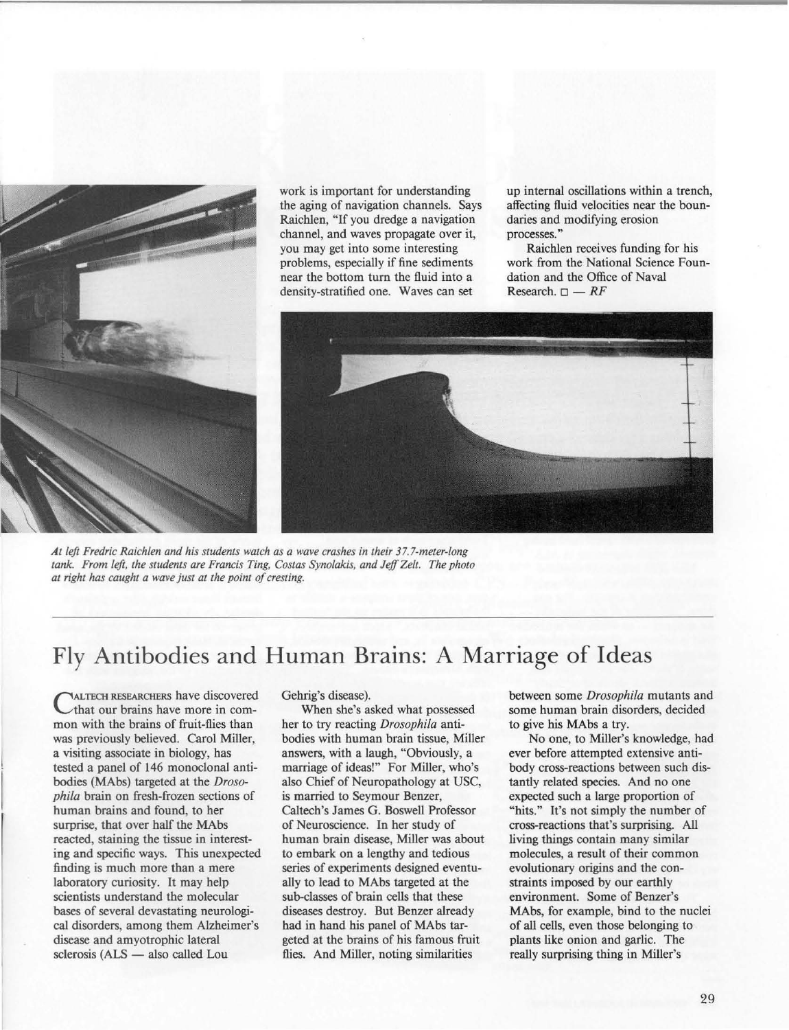work is important for understanding the aging of navigation channels. Says Raichlen, "If you dredge a navigation channel, and waves propagate over it, you may get into some interesting problems, especially if fine sediments near the bottom turn the fluid into a density-stratified one. Waves can set up internal oscillations within a trench, affecting fluid velocities near the boundaries and modifying erosion processes."

Raichlen receives funding for his work from the National Science Foundation and the Office of Naval Research. □ — *RF*

*At left Fredric Raichlen and his students watch as a wave crashes in their 37.7-meter-long tank. From left, the students are Francis Ting, Costas Synolakis, and Jeff Zelt. The photo at right has caught a wave just at the point of cresting.*

# Fly Antibodies and Human Brains: A Marriage of Ideas

Caltech researchers have discovered that our brains have more in common with the brains of fruit-flies than was previously believed. Carol Miller, a visiting associate in biology, has tested a panel of 146 monoclonal antibodies (MAbs) targeted at the *Drosophila* brain on fresh-frozen sections of human brains and found, to her surprise, that over half the MAbs reacted, staining the tissue in interesting and specific ways. This unexpected finding is much more than a mere laboratory curiosity. It may help scientists understand the molecular bases of several devastating neurological disorders, among them Alzheimer's disease and amyotrophic lateral sclerosis (ALS — also called Lou Gehrig's disease).

When she's asked what possessed her to try reacting *Drosophila* antibodies with human brain tissue, Miller answers, with a laugh, "Obviously, a marriage of ideas!" For Miller, who's also Chief of Neuropathology at USC, is married to Seymour Benzer, Caltech's James G. Boswell Professor of Neuroscience. In her study of human brain disease, Miller was about to embark on a lengthy and tedious series of experiments designed eventually to lead to MAbs targeted at the sub-classes of brain cells that these diseases destroy. But Benzer already had in hand his panel of MAbs targeted at the brains of his famous fruit flies. And Miller, noting similarities between some *Drosophila* mutants and some human brain disorders, decided to give his MAbs a try.

No one, to Miller's knowledge, had ever before attempted extensive antibody cross-reactions between such distantly related species. And no one expected such a large proportion of "hits." It's not simply the number of cross-reactions that's surprising. All living things contain many similar molecules, a result of their common evolutionary origins and the constraints imposed by our earthly environment. Some of Benzer's MAbs, for example, bind to the nuclei of all cells, even those belonging to plants like onion and garlic. The really surprising thing in Miller's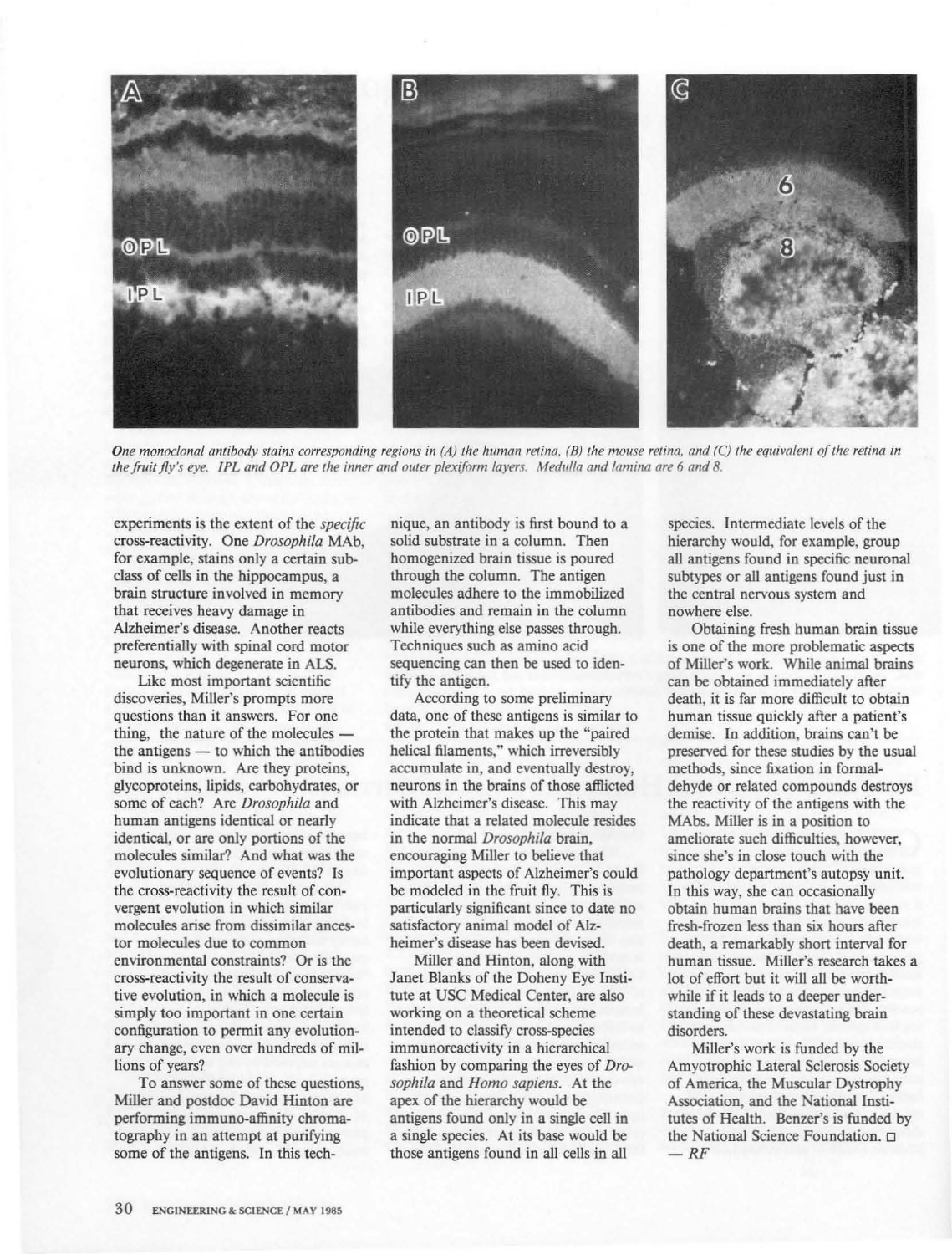One monoclonal antibody stains corresponding regions in (A) the human retina, (B) the mouse retina, and (C) the equivalent of the retina in the fruit fly's eye. IPL and OPL are the inner and outer plexiform layers. Medulla and lamina are 6 and 8.

experiments is the extent of the *specific* cross-reactivity. One *Drosophila* MAb, for example, stains only a certain subclass of cells in the hippocampus, a brain structure involved in memory that receives heavy damage in Alzheimer's disease. Another reacts preferentially with spinal cord motor neurons, which degenerate in ALS.

Like most important scientific discoveries, Miller's prompts more questions than it answers. For one thing, the nature of the molecules — the antigens — to which the antibodies bind is unknown. Are they proteins, glycoproteins, lipids, carbohydrates, or some of each? Are *Drosophila* and human antigens identical or nearly identical, or are only portions of the molecules similar? And what was the evolutionary sequence of events? Is the cross-reactivity the result of convergent evolution in which similar molecules arise from dissimilar ancestor molecules due to common environmental constraints? Or is the cross-reactivity the result of conservative evolution, in which a molecule is simply too important in one certain configuration to permit any evolutionary change, even over hundreds of millions of years?

To answer some of these questions, Miller and postdoc David Hinton are performing immuno-affinity chromatography in an attempt at purifying some of the antigens. In this technique, an antibody is first bound to a solid substrate in a column. Then homogenized brain tissue is poured through the column. The antigen molecules adhere to the immobilized antibodies and remain in the column while everything else passes through. Techniques such as amino acid sequencing can then be used to identify the antigen.

According to some preliminary data, one of these antigens is similar to the protein that makes up the "paired helical filaments," which irreversibly accumulate in, and eventually destroy, neurons in the brains of those afflicted with Alzheimer's disease. This may indicate that a related molecule resides in the normal *Drosophila* brain, encouraging Miller to believe that important aspects of Alzheimer's could be modeled in the fruit fly. This is particularly significant since to date no satisfactory animal model of Alzheimer's disease has been devised.

Miller and Hinton, along with Janet Blanks of the Doheny Eye Institute at USC Medical Center, are also working on a theoretical scheme intended to classify cross-species immunoreactivity in a hierarchical fashion by comparing the eyes of *Drosophila* and *Homo sapiens*. At the apex of the hierarchy would be antigens found only in a single cell in a single species. At its base would be those antigens found in all cells in all species. Intermediate levels of the hierarchy would, for example, group all antigens found in specific neuronal subtypes or all antigens found just in the central nervous system and nowhere else.

Obtaining fresh human brain tissue is one of the more problematic aspects of Miller's work. While animal brains can be obtained immediately after death, it is far more difficult to obtain human tissue quickly after a patient's demise. In addition, brains can't be preserved for these studies by the usual methods, since fixation in formaldehyde or related compounds destroys the reactivity of the antigens with the MAbs. Miller is in a position to ameliorate such difficulties, however, since she's in close touch with the pathology department's autopsy unit. In this way, she can occasionally obtain human brains that have been fresh-frozen less than six hours after death, a remarkably short interval for human tissue. Miller's research takes a lot of effort but it will all be worthwhile if it leads to a deeper understanding of these devastating brain disorders.

Miller's work is funded by the Amyotrophic Lateral Sclerosis Society of America, the Muscular Dystrophy Association, and the National Institutes of Health. Benzer's is funded by the National Science Foundation. □
— *RF*